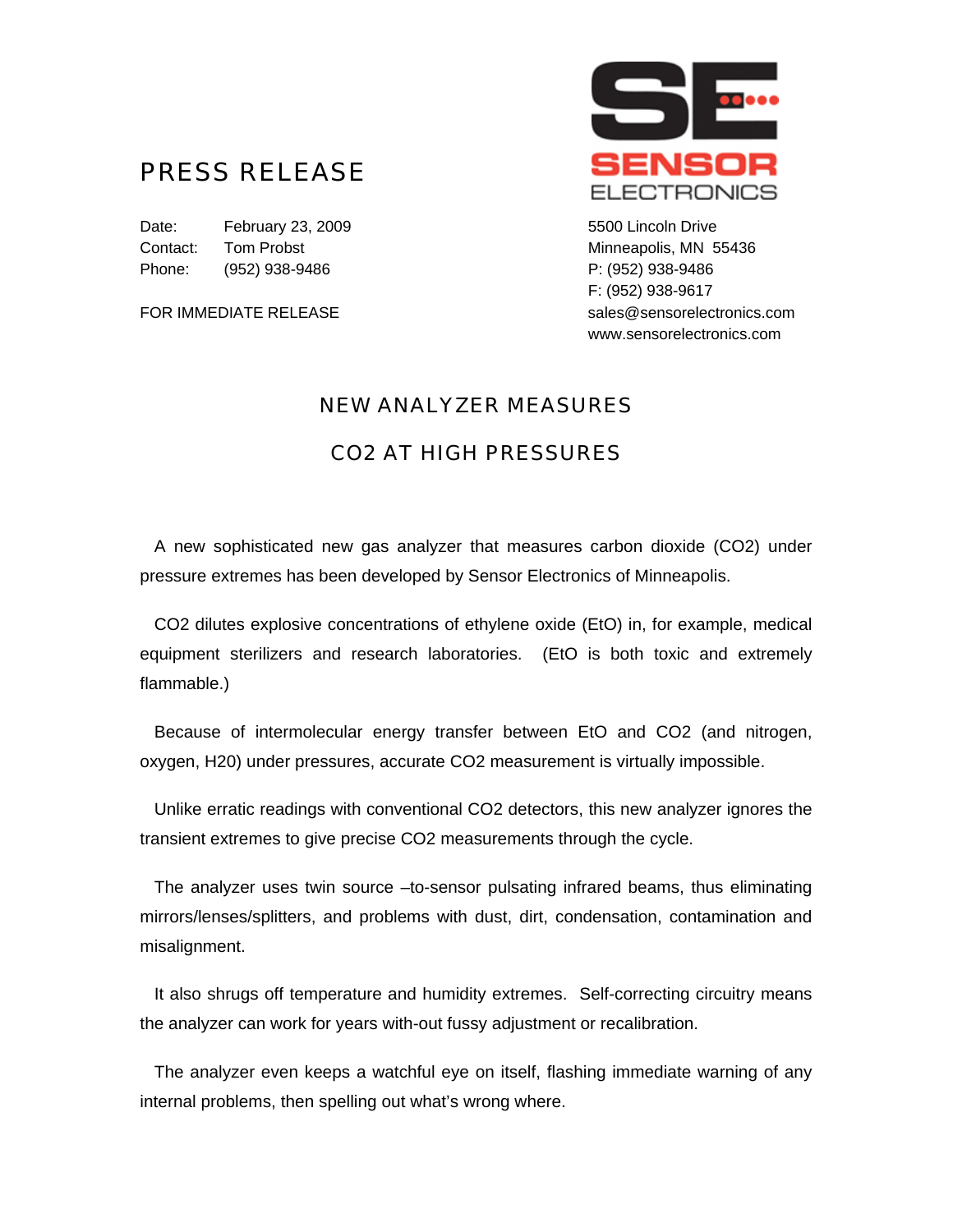# PRESS RELEASE

SENSOR ELECTRONICS

Date: February 23, 2009
Contact: Tom Probst
Phone: (952) 938-9486

FOR IMMEDIATE RELEASE

5500 Lincoln Drive
Minneapolis, MN 55436
P: (952) 938-9486
F: (952) 938-9617
sales@sensorelectronics.com
www.sensorelectronics.com

## NEW ANALYZER MEASURES CO2 AT HIGH PRESSURES

A new sophisticated new gas analyzer that measures carbon dioxide ($CO_2$) under pressure extremes has been developed by Sensor Electronics of Minneapolis.

$CO_2$ dilutes explosive concentrations of ethylene oxide (EtO) in, for example, medical equipment sterilizers and research laboratories. (EtO is both toxic and extremely flammable.)

Because of intermolecular energy transfer between EtO and $CO_2$ (and nitrogen, oxygen, H20) under pressures, accurate $CO_2$ measurement is virtually impossible.

Unlike erratic readings with conventional $CO_2$ detectors, this new analyzer ignores the transient extremes to give precise $CO_2$ measurements through the cycle.

The analyzer uses twin source –to-sensor pulsating infrared beams, thus eliminating mirrors/lenses/splitters, and problems with dust, dirt, condensation, contamination and misalignment.

It also shrugs off temperature and humidity extremes. Self-correcting circuitry means the analyzer can work for years with-out fussy adjustment or recalibration.

The analyzer even keeps a watchful eye on itself, flashing immediate warning of any internal problems, then spelling out what's wrong where.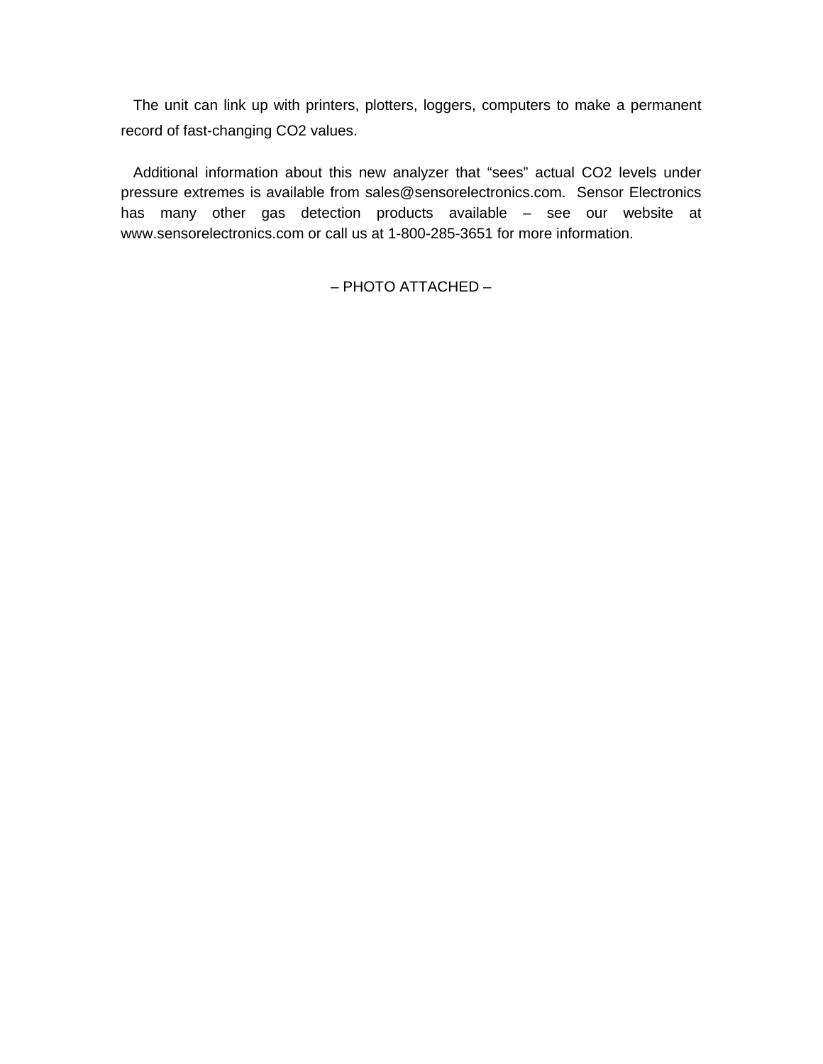The unit can link up with printers, plotters, loggers, computers to make a permanent record of fast-changing $CO_2$ values.

Additional information about this new analyzer that "sees" actual $CO_2$ levels under pressure extremes is available from sales@sensorelectronics.com. Sensor Electronics has many other gas detection products available – see our website at www.sensorelectronics.com or call us at 1-800-285-3651 for more information.

– PHOTO ATTACHED –